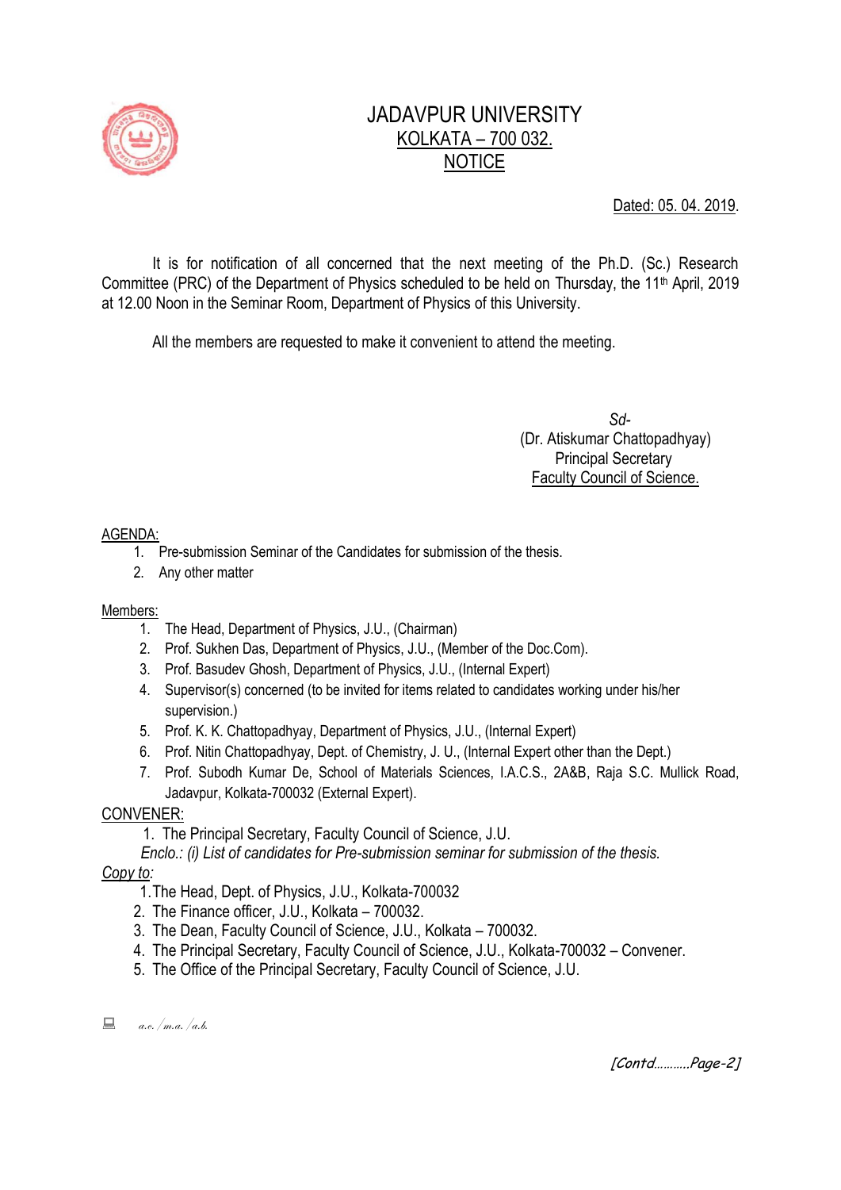# JADAVPUR UNIVERSITY

KOLKATA – 700 032.

NOTICE

Dated: 05. 04. 2019.

It is for notification of all concerned that the next meeting of the Ph.D. (Sc.) Research Committee (PRC) of the Department of Physics scheduled to be held on Thursday, the 11th April, 2019 at 12.00 Noon in the Seminar Room, Department of Physics of this University.

All the members are requested to make it convenient to attend the meeting.

*Sd-*
(Dr. Atiskumar Chattopadhyay)
Principal Secretary
Faculty Council of Science.

AGENDA:

1. Pre-submission Seminar of the Candidates for submission of the thesis.
2. Any other matter

Members:

1. The Head, Department of Physics, J.U., (Chairman)
2. Prof. Sukhen Das, Department of Physics, J.U., (Member of the Doc.Com).
3. Prof. Basudev Ghosh, Department of Physics, J.U., (Internal Expert)
4. Supervisor(s) concerned (to be invited for items related to candidates working under his/her supervision.)
5. Prof. K. K. Chattopadhyay, Department of Physics, J.U., (Internal Expert)
6. Prof. Nitin Chattopadhyay, Dept. of Chemistry, J. U., (Internal Expert other than the Dept.)
7. Prof. Subodh Kumar De, School of Materials Sciences, I.A.C.S., 2A&B, Raja S.C. Mullick Road, Jadavpur, Kolkata-700032 (External Expert).

CONVENER:

1. The Principal Secretary, Faculty Council of Science, J.U.

*Enclo.: (i) List of candidates for Pre-submission seminar for submission of the thesis.*

*Copy to:*

1. The Head, Dept. of Physics, J.U., Kolkata-700032
2. The Finance officer, J.U., Kolkata – 700032.
3. The Dean, Faculty Council of Science, J.U., Kolkata – 700032.
4. The Principal Secretary, Faculty Council of Science, J.U., Kolkata-700032 – Convener.
5. The Office of the Principal Secretary, Faculty Council of Science, J.U.

*a.c./m.a./a.b.*

*[Contd……….Page-2]*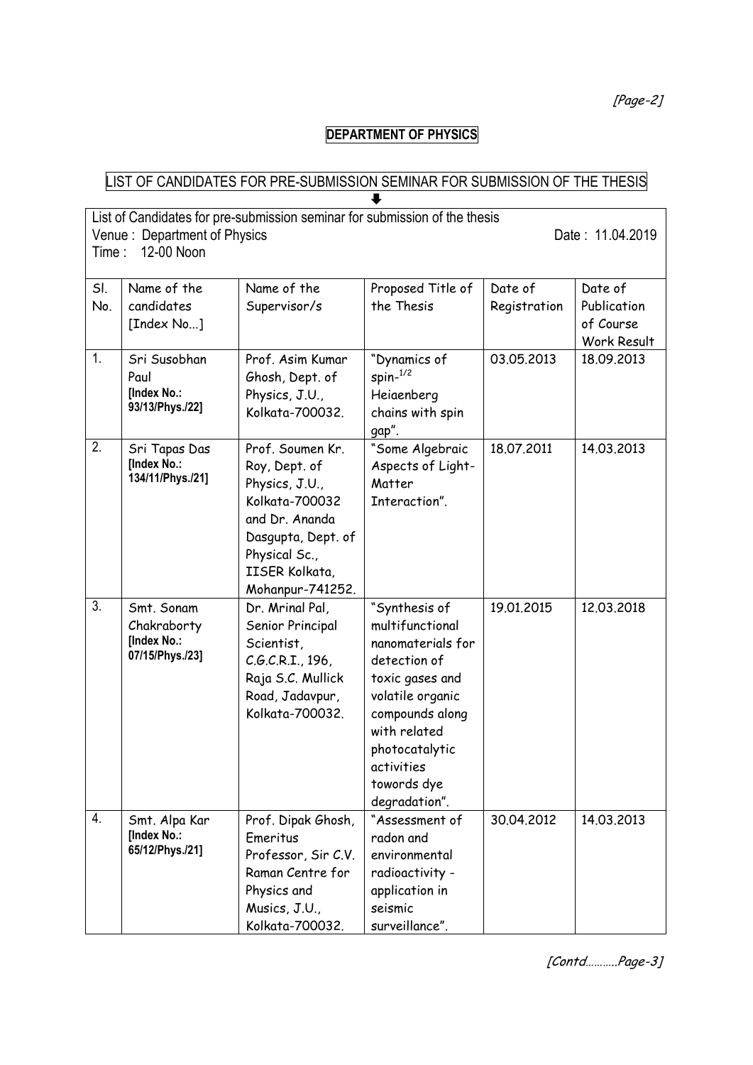## DEPARTMENT OF PHYSICS

LIST OF CANDIDATES FOR PRE-SUBMISSION SEMINAR FOR SUBMISSION OF THE THESIS

List of Candidates for pre-submission seminar for submission of the thesis
Venue : Department of Physics
Time : 12-00 Noon
Date : 11.04.2019

| Sl. No. | Name of the candidates [Index No...] | Name of the Supervisor/s | Proposed Title of the Thesis | Date of Registration | Date of Publication of Course Work Result |
|---|---|---|---|---|---|
| 1. | Sri Susobhan Paul **[Index No.: 93/13/Phys./22]** | Prof. Asim Kumar Ghosh, Dept. of Physics, J.U., Kolkata-700032. | "Dynamics of spin-$^{1/2}$ Heiaenberg chains with spin gap". | 03.05.2013 | 18.09.2013 |
| 2. | Sri Tapas Das **[Index No.: 134/11/Phys./21]** | Prof. Soumen Kr. Roy, Dept. of Physics, J.U., Kolkata-700032 and Dr. Ananda Dasgupta, Dept. of Physical Sc., IISER Kolkata, Mohanpur-741252. | "Some Algebraic Aspects of Light-Matter Interaction". | 18.07.2011 | 14.03.2013 |
| 3. | Smt. Sonam Chakraborty **[Index No.: 07/15/Phys./23]** | Dr. Mrinal Pal, Senior Principal Scientist, C.G.C.R.I., 196, Raja S.C. Mullick Road, Jadavpur, Kolkata-700032. | "Synthesis of multifunctional nanomaterials for detection of toxic gases and volatile organic compounds along with related photocatalytic activities towords dye degradation". | 19.01.2015 | 12.03.2018 |
| 4. | Smt. Alpa Kar **[Index No.: 65/12/Phys./21]** | Prof. Dipak Ghosh, Emeritus Professor, Sir C.V. Raman Centre for Physics and Musics, J.U., Kolkata-700032. | "Assessment of radon and environmental radioactivity - application in seismic surveillance". | 30.04.2012 | 14.03.2013 |

[Contd..........Page-3]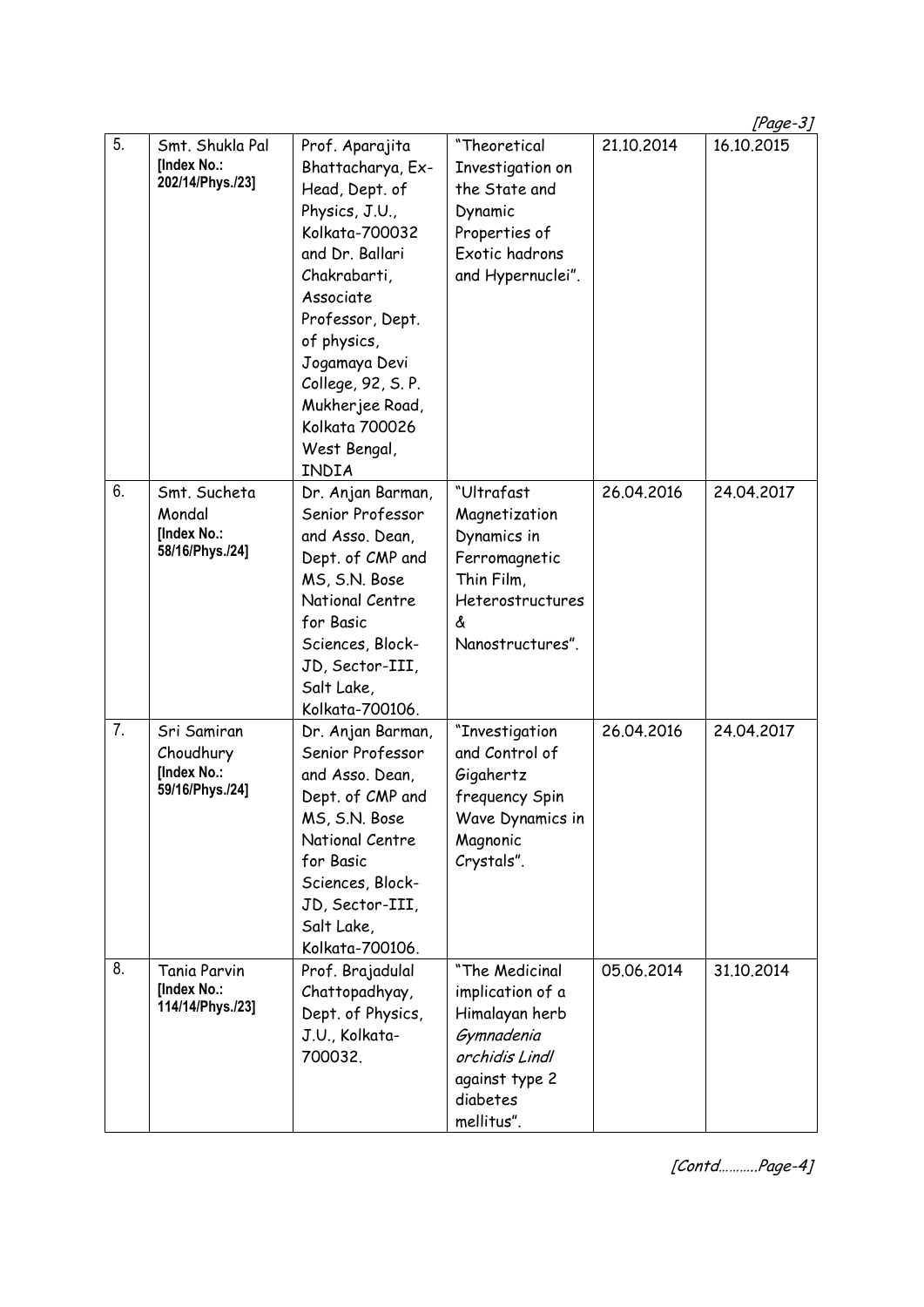| 5. | Smt. Shukla Pal [Index No.: 202/14/Phys./23] | Prof. Aparajita Bhattacharya, Ex-Head, Dept. of Physics, J.U., Kolkata-700032 and Dr. Ballari Chakrabarti, Associate Professor, Dept. of physics, Jogamaya Devi College, 92, S. P. Mukherjee Road, Kolkata 700026 West Bengal, INDIA | "Theoretical Investigation on the State and Dynamic Properties of Exotic hadrons and Hypernuclei". | 21.10.2014 | 16.10.2015 |
|---|---|---|---|---|---|
| 6. | Smt. Sucheta Mondal [Index No.: 58/16/Phys./24] | Dr. Anjan Barman, Senior Professor and Asso. Dean, Dept. of CMP and MS, S.N. Bose National Centre for Basic Sciences, Block-JD, Sector-III, Salt Lake, Kolkata-700106. | "Ultrafast Magnetization Dynamics in Ferromagnetic Thin Film, Heterostructures & Nanostructures". | 26.04.2016 | 24.04.2017 |
| 7. | Sri Samiran Choudhury [Index No.: 59/16/Phys./24] | Dr. Anjan Barman, Senior Professor and Asso. Dean, Dept. of CMP and MS, S.N. Bose National Centre for Basic Sciences, Block-JD, Sector-III, Salt Lake, Kolkata-700106. | "Investigation and Control of Gigahertz frequency Spin Wave Dynamics in Magnonic Crystals". | 26.04.2016 | 24.04.2017 |
| 8. | Tania Parvin [Index No.: 114/14/Phys./23] | Prof. Brajadulal Chattopadhyay, Dept. of Physics, J.U., Kolkata-700032. | "The Medicinal implication of a Himalayan herb *Gymnadenia orchidis Lindl* against type 2 diabetes mellitus". | 05.06.2014 | 31.10.2014 |

*[Contd……….Page-4]*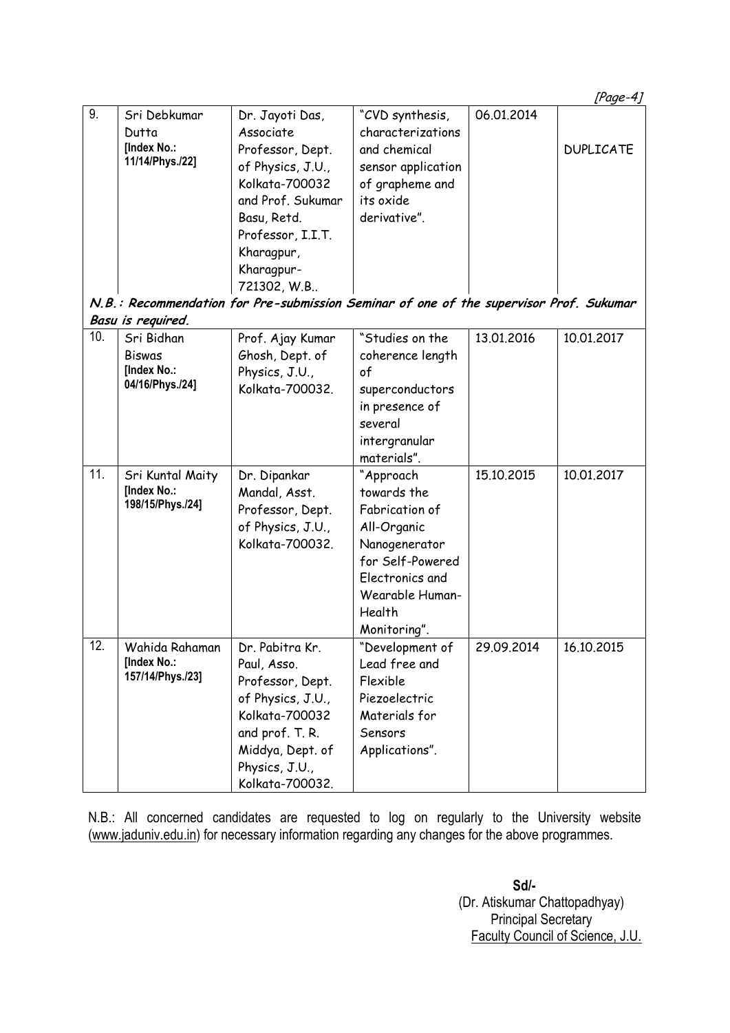| | | | | | |
|---|---|---|---|---|---|
| 9. | Sri Debkumar Dutta [Index No.: 11/14/Phys./22] | Dr. Jayoti Das, Associate Professor, Dept. of Physics, J.U., Kolkata-700032 and Prof. Sukumar Basu, Retd. Professor, I.I.T. Kharagpur, Kharagpur-721302, W.B.. | "CVD synthesis, characterizations and chemical sensor application of grapheme and its oxide derivative". | 06.01.2014 | DUPLICATE |
| ***N.B.: Recommendation for Pre-submission Seminar of one of the supervisor Prof. Sukumar Basu is required.*** | | | | | |
| 10. | Sri Bidhan Biswas [Index No.: 04/16/Phys./24] | Prof. Ajay Kumar Ghosh, Dept. of Physics, J.U., Kolkata-700032. | "Studies on the coherence length of superconductors in presence of several intergranular materials". | 13.01.2016 | 10.01.2017 |
| 11. | Sri Kuntal Maity [Index No.: 198/15/Phys./24] | Dr. Dipankar Mandal, Asst. Professor, Dept. of Physics, J.U., Kolkata-700032. | "Approach towards the Fabrication of All-Organic Nanogenerator for Self-Powered Electronics and Wearable Human-Health Monitoring". | 15.10.2015 | 10.01.2017 |
| 12. | Wahida Rahaman [Index No.: 157/14/Phys./23] | Dr. Pabitra Kr. Paul, Asso. Professor, Dept. of Physics, J.U., Kolkata-700032 and prof. T. R. Middya, Dept. of Physics, J.U., Kolkata-700032. | "Development of Lead free and Flexible Piezoelectric Materials for Sensors Applications". | 29.09.2014 | 16.10.2015 |

N.B.: All concerned candidates are requested to log on regularly to the University website (www.jaduniv.edu.in) for necessary information regarding any changes for the above programmes.

**Sd/-**
(Dr. Atiskumar Chattopadhyay)
Principal Secretary
Faculty Council of Science, J.U.